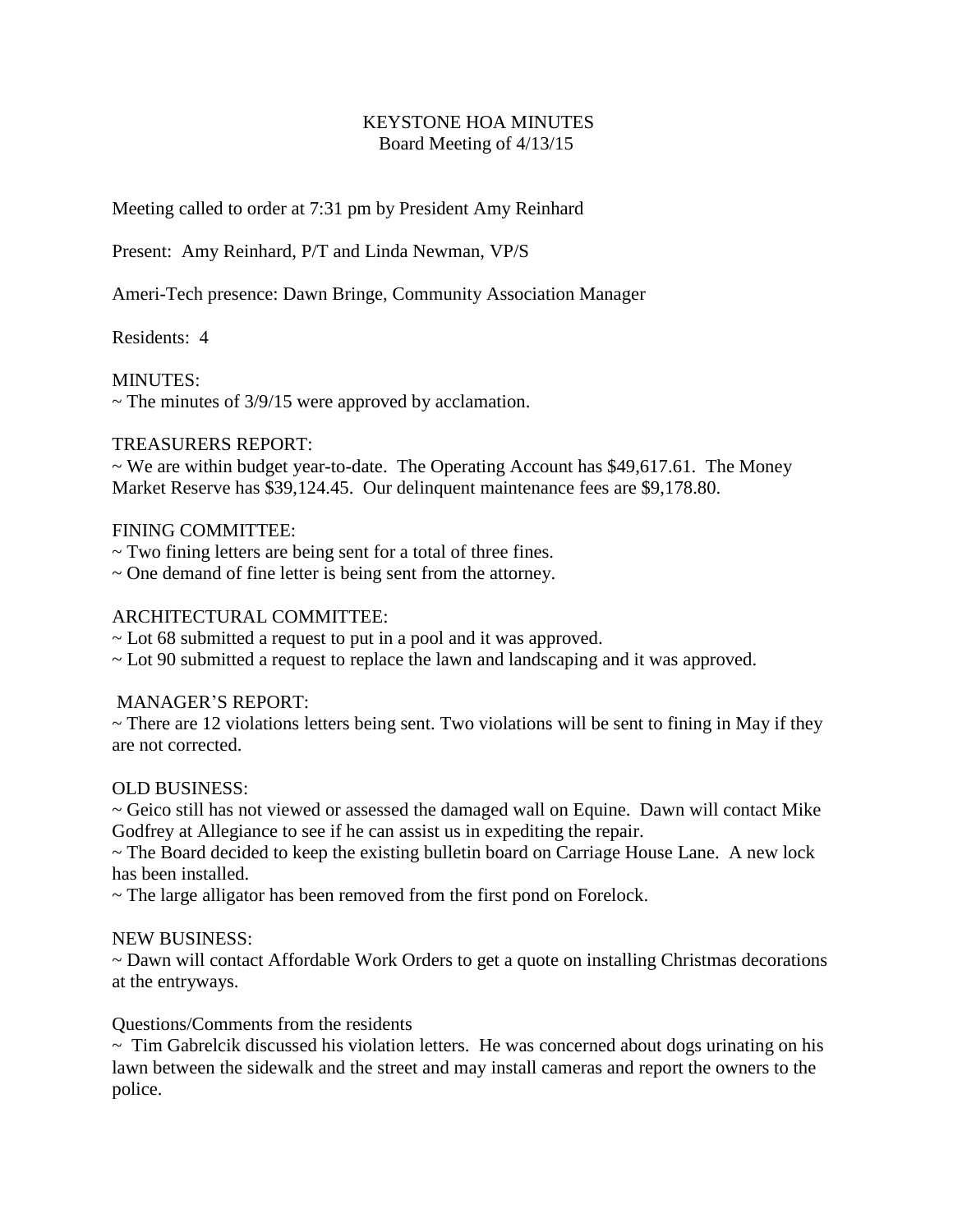# KEYSTONE HOA MINUTES
## Board Meeting of 4/13/15

Meeting called to order at 7:31 pm by President Amy Reinhard

Present: Amy Reinhard, P/T and Linda Newman, VP/S

Ameri-Tech presence: Dawn Bringe, Community Association Manager

Residents: 4

MINUTES:
~ The minutes of 3/9/15 were approved by acclamation.

TREASURERS REPORT:
~ We are within budget year-to-date. The Operating Account has $49,617.61. The Money Market Reserve has $39,124.45. Our delinquent maintenance fees are $9,178.80.

FINING COMMITTEE:
~ Two fining letters are being sent for a total of three fines.
~ One demand of fine letter is being sent from the attorney.

ARCHITECTURAL COMMITTEE:
~ Lot 68 submitted a request to put in a pool and it was approved.
~ Lot 90 submitted a request to replace the lawn and landscaping and it was approved.

MANAGER'S REPORT:
~ There are 12 violations letters being sent. Two violations will be sent to fining in May if they are not corrected.

OLD BUSINESS:
~ Geico still has not viewed or assessed the damaged wall on Equine. Dawn will contact Mike Godfrey at Allegiance to see if he can assist us in expediting the repair.
~ The Board decided to keep the existing bulletin board on Carriage House Lane. A new lock has been installed.
~ The large alligator has been removed from the first pond on Forelock.

NEW BUSINESS:
~ Dawn will contact Affordable Work Orders to get a quote on installing Christmas decorations at the entryways.

Questions/Comments from the residents
~ Tim Gabrelcik discussed his violation letters. He was concerned about dogs urinating on his lawn between the sidewalk and the street and may install cameras and report the owners to the police.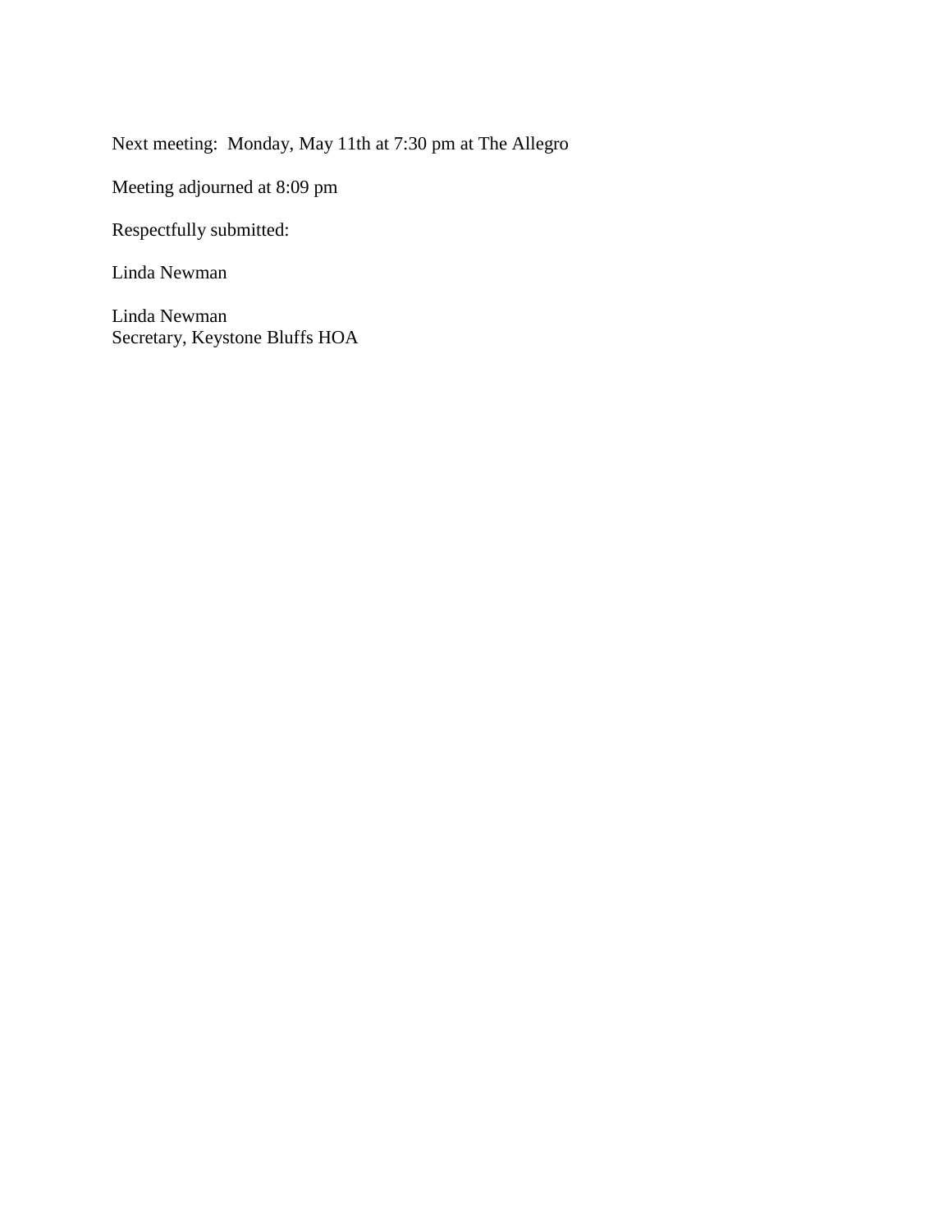Next meeting:  Monday, May 11th at 7:30 pm at The Allegro

Meeting adjourned at 8:09 pm

Respectfully submitted:

Linda Newman

Linda Newman
Secretary, Keystone Bluffs HOA